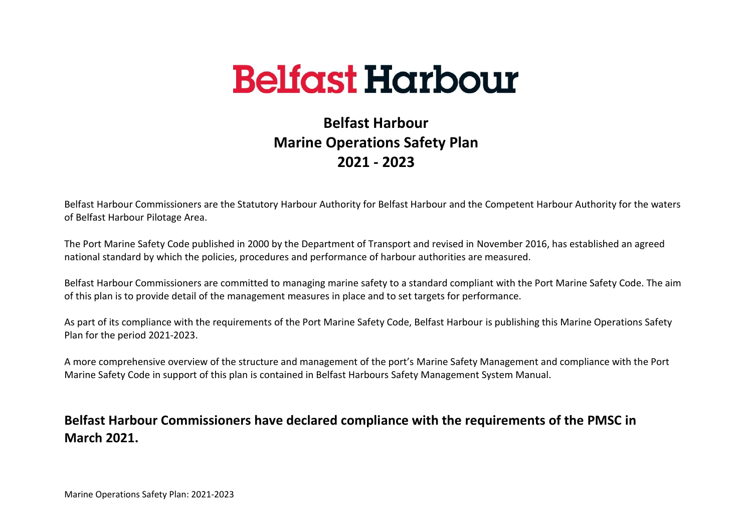# Belfast Harbour

## Belfast Harbour
## Marine Operations Safety Plan
## 2021 - 2023

Belfast Harbour Commissioners are the Statutory Harbour Authority for Belfast Harbour and the Competent Harbour Authority for the waters of Belfast Harbour Pilotage Area.

The Port Marine Safety Code published in 2000 by the Department of Transport and revised in November 2016, has established an agreed national standard by which the policies, procedures and performance of harbour authorities are measured.

Belfast Harbour Commissioners are committed to managing marine safety to a standard compliant with the Port Marine Safety Code. The aim of this plan is to provide detail of the management measures in place and to set targets for performance.

As part of its compliance with the requirements of the Port Marine Safety Code, Belfast Harbour is publishing this Marine Operations Safety Plan for the period 2021-2023.

A more comprehensive overview of the structure and management of the port's Marine Safety Management and compliance with the Port Marine Safety Code in support of this plan is contained in Belfast Harbours Safety Management System Manual.

**Belfast Harbour Commissioners have declared compliance with the requirements of the PMSC in March 2021.**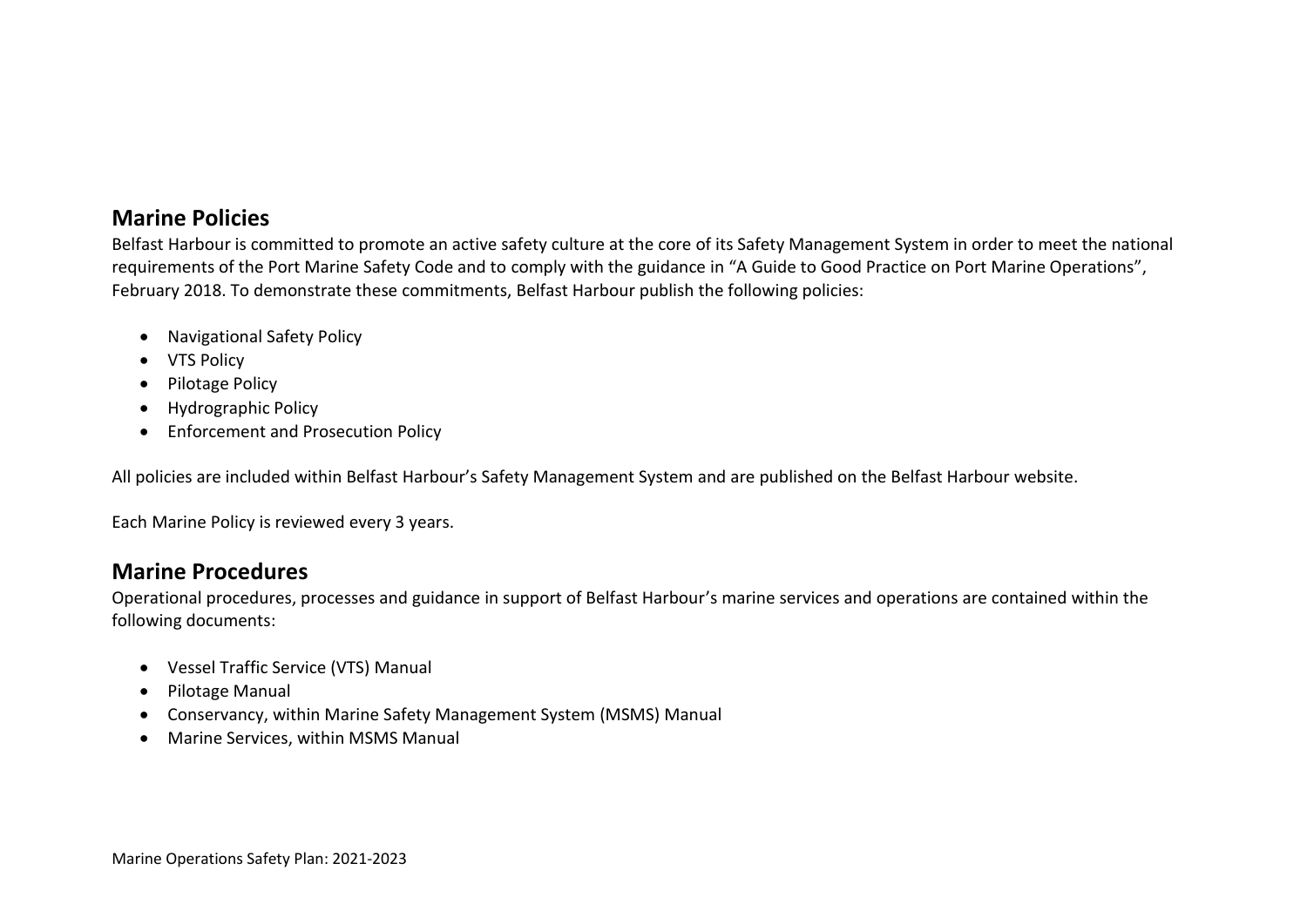## Marine Policies

Belfast Harbour is committed to promote an active safety culture at the core of its Safety Management System in order to meet the national requirements of the Port Marine Safety Code and to comply with the guidance in "A Guide to Good Practice on Port Marine Operations", February 2018. To demonstrate these commitments, Belfast Harbour publish the following policies:

- Navigational Safety Policy
- VTS Policy
- Pilotage Policy
- Hydrographic Policy
- Enforcement and Prosecution Policy

All policies are included within Belfast Harbour's Safety Management System and are published on the Belfast Harbour website.

Each Marine Policy is reviewed every 3 years.

## Marine Procedures

Operational procedures, processes and guidance in support of Belfast Harbour's marine services and operations are contained within the following documents:

- Vessel Traffic Service (VTS) Manual
- Pilotage Manual
- Conservancy, within Marine Safety Management System (MSMS) Manual
- Marine Services, within MSMS Manual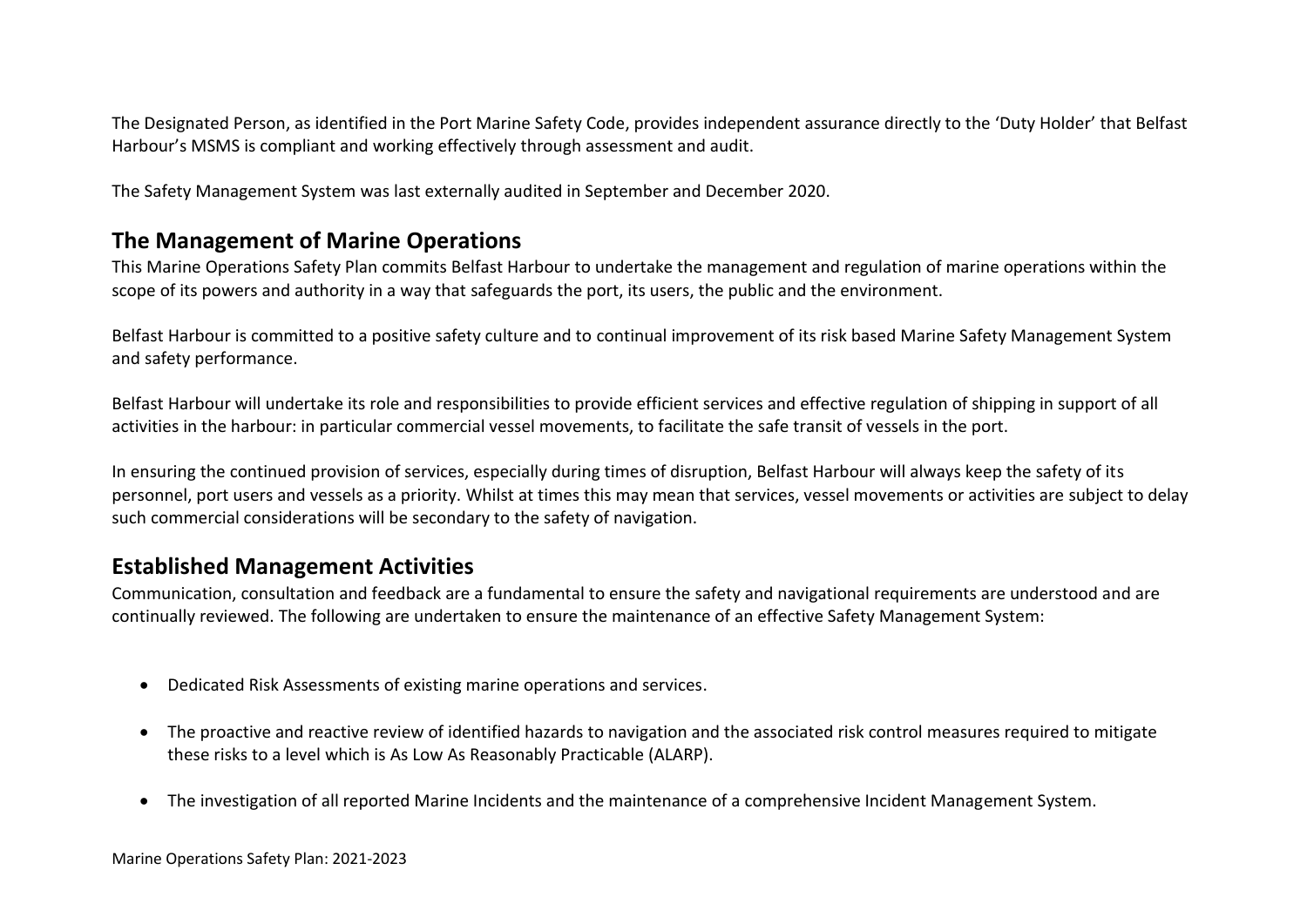The Designated Person, as identified in the Port Marine Safety Code, provides independent assurance directly to the 'Duty Holder' that Belfast Harbour's MSMS is compliant and working effectively through assessment and audit.

The Safety Management System was last externally audited in September and December 2020.

## The Management of Marine Operations

This Marine Operations Safety Plan commits Belfast Harbour to undertake the management and regulation of marine operations within the scope of its powers and authority in a way that safeguards the port, its users, the public and the environment.

Belfast Harbour is committed to a positive safety culture and to continual improvement of its risk based Marine Safety Management System and safety performance.

Belfast Harbour will undertake its role and responsibilities to provide efficient services and effective regulation of shipping in support of all activities in the harbour: in particular commercial vessel movements, to facilitate the safe transit of vessels in the port.

In ensuring the continued provision of services, especially during times of disruption, Belfast Harbour will always keep the safety of its personnel, port users and vessels as a priority. Whilst at times this may mean that services, vessel movements or activities are subject to delay such commercial considerations will be secondary to the safety of navigation.

## Established Management Activities

Communication, consultation and feedback are a fundamental to ensure the safety and navigational requirements are understood and are continually reviewed. The following are undertaken to ensure the maintenance of an effective Safety Management System:

- Dedicated Risk Assessments of existing marine operations and services.
- The proactive and reactive review of identified hazards to navigation and the associated risk control measures required to mitigate these risks to a level which is As Low As Reasonably Practicable (ALARP).
- The investigation of all reported Marine Incidents and the maintenance of a comprehensive Incident Management System.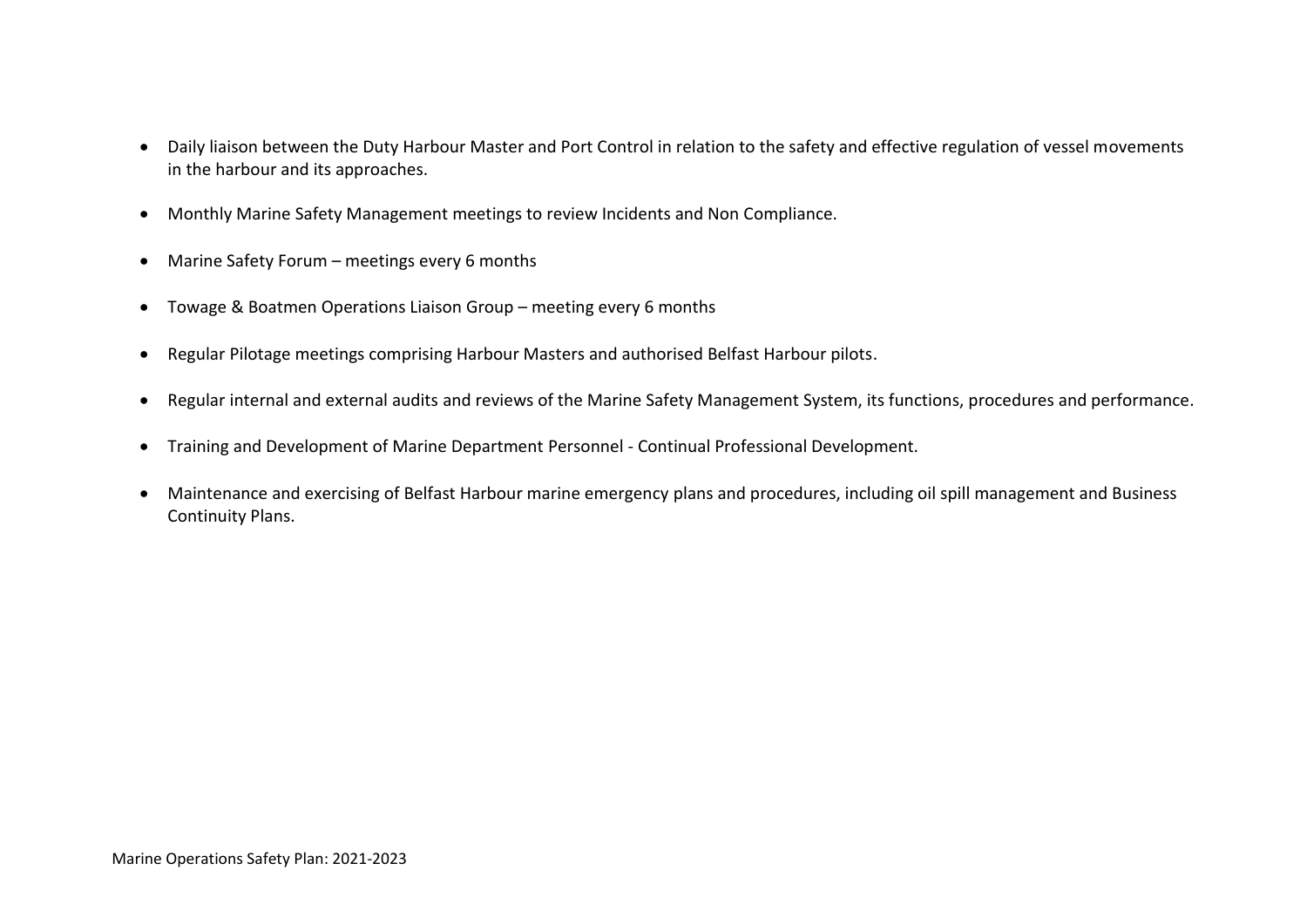- Daily liaison between the Duty Harbour Master and Port Control in relation to the safety and effective regulation of vessel movements in the harbour and its approaches.
- Monthly Marine Safety Management meetings to review Incidents and Non Compliance.
- Marine Safety Forum – meetings every 6 months
- Towage & Boatmen Operations Liaison Group – meeting every 6 months
- Regular Pilotage meetings comprising Harbour Masters and authorised Belfast Harbour pilots.
- Regular internal and external audits and reviews of the Marine Safety Management System, its functions, procedures and performance.
- Training and Development of Marine Department Personnel - Continual Professional Development.
- Maintenance and exercising of Belfast Harbour marine emergency plans and procedures, including oil spill management and Business Continuity Plans.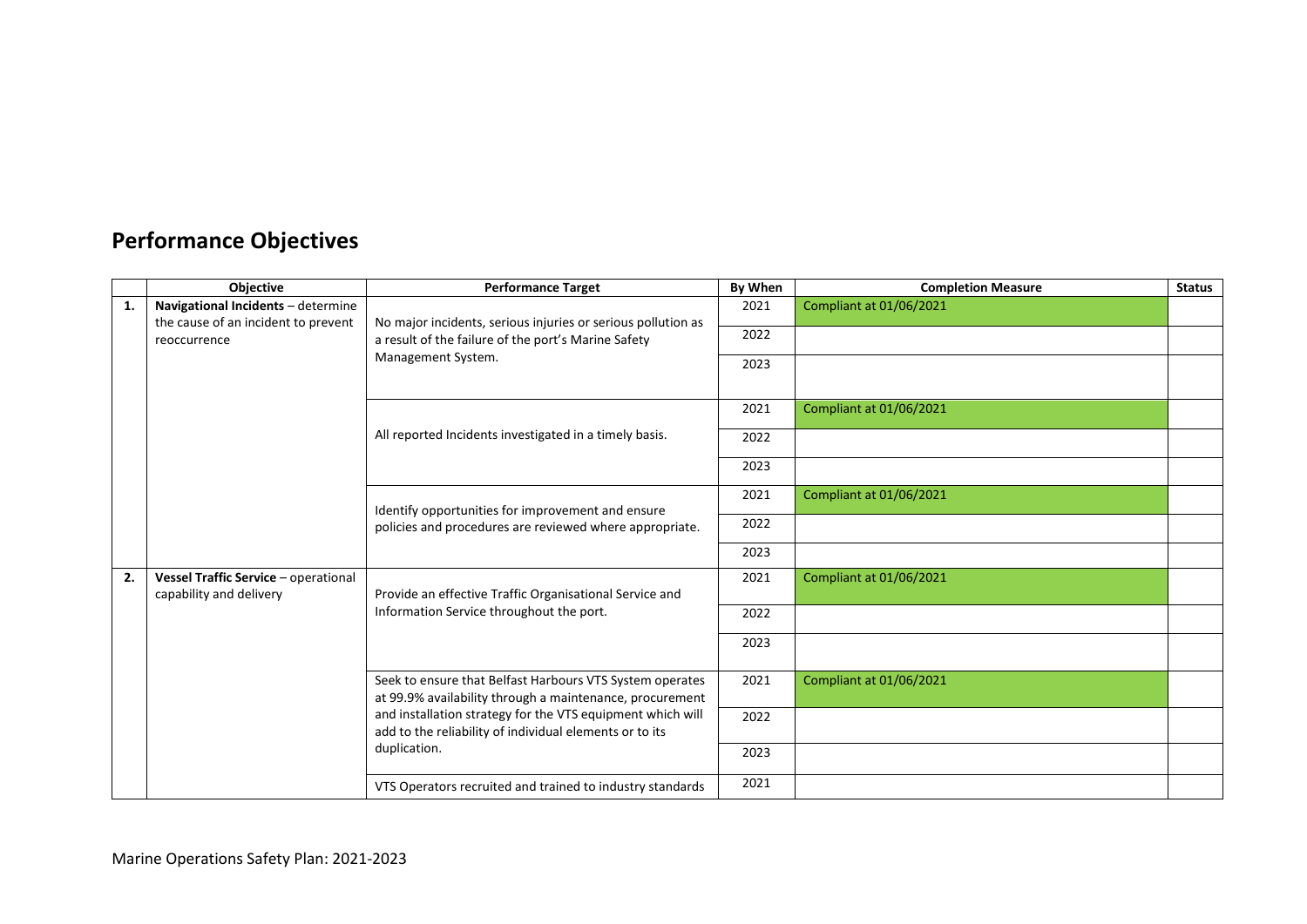## Performance Objectives

| | Objective | Performance Target | By When | Completion Measure | Status |
|---|---|---|---|---|---|
| 1. | **Navigational Incidents** – determine the cause of an incident to prevent reoccurrence | No major incidents, serious injuries or serious pollution as a result of the failure of the port's Marine Safety Management System. | 2021 | Compliant at 01/06/2021 | |
| | | | 2022 | | |
| | | | 2023 | | |
| | | All reported Incidents investigated in a timely basis. | 2021 | Compliant at 01/06/2021 | |
| | | | 2022 | | |
| | | | 2023 | | |
| | | Identify opportunities for improvement and ensure policies and procedures are reviewed where appropriate. | 2021 | Compliant at 01/06/2021 | |
| | | | 2022 | | |
| | | | 2023 | | |
| 2. | **Vessel Traffic Service** – operational capability and delivery | Provide an effective Traffic Organisational Service and Information Service throughout the port. | 2021 | Compliant at 01/06/2021 | |
| | | | 2022 | | |
| | | | 2023 | | |
| | | Seek to ensure that Belfast Harbours VTS System operates at 99.9% availability through a maintenance, procurement and installation strategy for the VTS equipment which will add to the reliability of individual elements or to its duplication. | 2021 | Compliant at 01/06/2021 | |
| | | | 2022 | | |
| | | | 2023 | | |
| | | VTS Operators recruited and trained to industry standards | 2021 | | |

Marine Operations Safety Plan: 2021-2023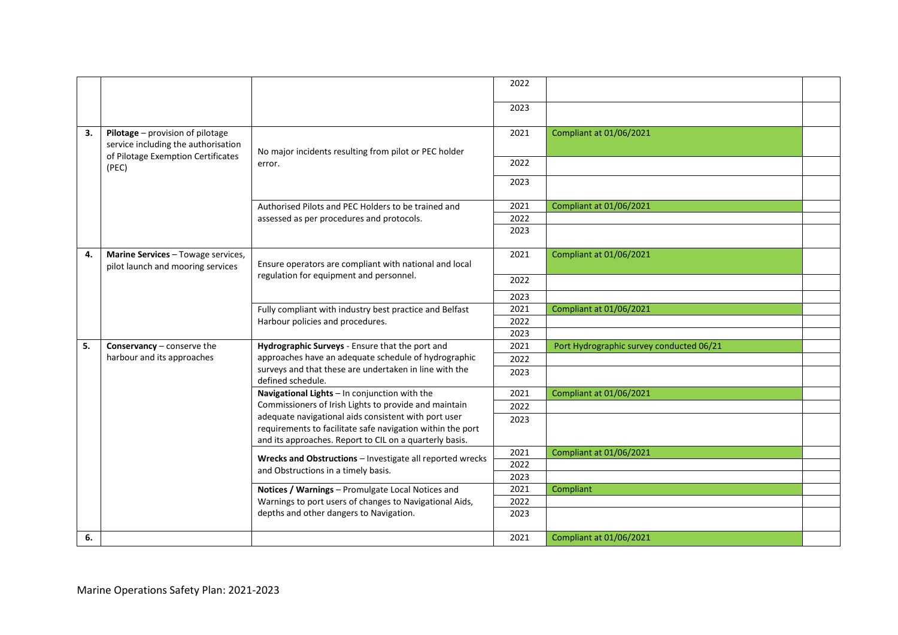| | | | | | |
|---|---|---|---|---|---|
| | | | 2022 | | |
| | | | 2023 | | |
| **3.** | **Pilotage** – provision of pilotage service including the authorisation of Pilotage Exemption Certificates (PEC) | No major incidents resulting from pilot or PEC holder error. | 2021 | Compliant at 01/06/2021 | |
| | | | 2022 | | |
| | | | 2023 | | |
| | | Authorised Pilots and PEC Holders to be trained and assessed as per procedures and protocols. | 2021 | Compliant at 01/06/2021 | |
| | | | 2022 | | |
| | | | 2023 | | |
| **4.** | **Marine Services** – Towage services, pilot launch and mooring services | Ensure operators are compliant with national and local regulation for equipment and personnel. | 2021 | Compliant at 01/06/2021 | |
| | | | 2022 | | |
| | | | 2023 | | |
| | | Fully compliant with industry best practice and Belfast Harbour policies and procedures. | 2021 | Compliant at 01/06/2021 | |
| | | | 2022 | | |
| | | | 2023 | | |
| **5.** | **Conservancy** – conserve the harbour and its approaches | **Hydrographic Surveys** - Ensure that the port and approaches have an adequate schedule of hydrographic surveys and that these are undertaken in line with the defined schedule. | 2021 | Port Hydrographic survey conducted 06/21 | |
| | | | 2022 | | |
| | | | 2023 | | |
| | | **Navigational Lights** – In conjunction with the Commissioners of Irish Lights to provide and maintain adequate navigational aids consistent with port user requirements to facilitate safe navigation within the port and its approaches. Report to CIL on a quarterly basis. | 2021 | Compliant at 01/06/2021 | |
| | | | 2022 | | |
| | | | 2023 | | |
| | | **Wrecks and Obstructions** – Investigate all reported wrecks and Obstructions in a timely basis. | 2021 | Compliant at 01/06/2021 | |
| | | | 2022 | | |
| | | | 2023 | | |
| | | **Notices / Warnings** – Promulgate Local Notices and Warnings to port users of changes to Navigational Aids, depths and other dangers to Navigation. | 2021 | Compliant | |
| | | | 2022 | | |
| | | | 2023 | | |
| **6.** | | | 2021 | Compliant at 01/06/2021 | |

Marine Operations Safety Plan: 2021-2023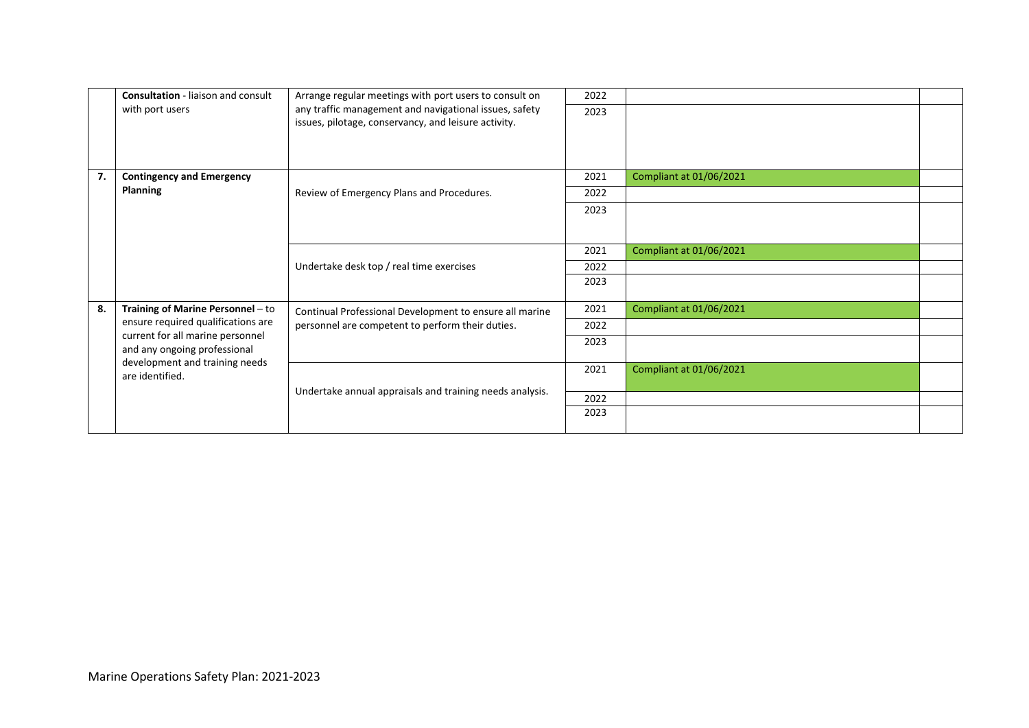| | | | | | |
|---|---|---|---|---|---|
| | **Consultation** - liaison and consult with port users | Arrange regular meetings with port users to consult on any traffic management and navigational issues, safety issues, pilotage, conservancy, and leisure activity. | 2022 | | |
| | | | 2023 | | |
| **7.** | **Contingency and Emergency Planning** | Review of Emergency Plans and Procedures. | 2021 | Compliant at 01/06/2021 | |
| | | | 2022 | | |
| | | | 2023 | | |
| | | Undertake desk top / real time exercises | 2021 | Compliant at 01/06/2021 | |
| | | | 2022 | | |
| | | | 2023 | | |
| **8.** | **Training of Marine Personnel** – to ensure required qualifications are current for all marine personnel and any ongoing professional development and training needs are identified. | Continual Professional Development to ensure all marine personnel are competent to perform their duties. | 2021 | Compliant at 01/06/2021 | |
| | | | 2022 | | |
| | | | 2023 | | |
| | | Undertake annual appraisals and training needs analysis. | 2021 | Compliant at 01/06/2021 | |
| | | | 2022 | | |
| | | | 2023 | | |

Marine Operations Safety Plan: 2021-2023